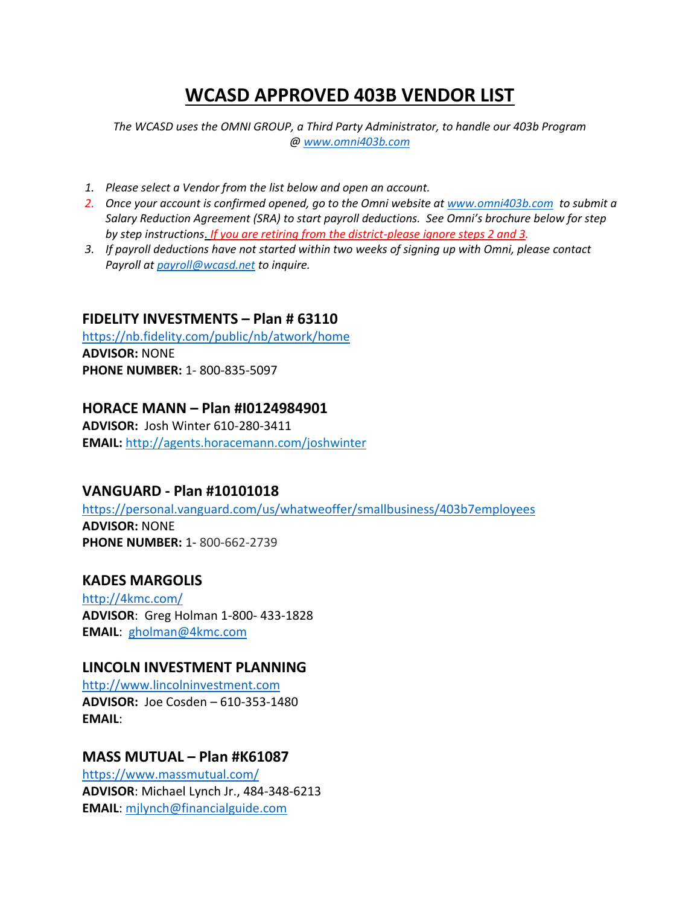# WCASD APPROVED 403B VENDOR LIST

*The WCASD uses the OMNI GROUP, a Third Party Administrator, to handle our 403b Program @ www.omni403b.com*

1. *Please select a Vendor from the list below and open an account.*
2. *Once your account is confirmed opened, go to the Omni website at www.omni403b.com to submit a Salary Reduction Agreement (SRA) to start payroll deductions. See Omni's brochure below for step by step instructions. If you are retiring from the district-please ignore steps 2 and 3.*
3. *If payroll deductions have not started within two weeks of signing up with Omni, please contact Payroll at payroll@wcasd.net to inquire.*

### FIDELITY INVESTMENTS – Plan # 63110

https://nb.fidelity.com/public/nb/atwork/home
**ADVISOR:** NONE
**PHONE NUMBER:** 1- 800-835-5097

### HORACE MANN – Plan #I0124984901

**ADVISOR:** Josh Winter 610-280-3411
**EMAIL:** http://agents.horacemann.com/joshwinter

### VANGUARD - Plan #10101018

https://personal.vanguard.com/us/whatweoffer/smallbusiness/403b7employees
**ADVISOR:** NONE
**PHONE NUMBER:** 1- 800-662-2739

### KADES MARGOLIS

http://4kmc.com/
**ADVISOR**: Greg Holman 1-800- 433-1828
**EMAIL**: gholman@4kmc.com

### LINCOLN INVESTMENT PLANNING

http://www.lincolninvestment.com
**ADVISOR:** Joe Cosden – 610-353-1480
**EMAIL**:

### MASS MUTUAL – Plan #K61087

https://www.massmutual.com/
**ADVISOR**: Michael Lynch Jr., 484-348-6213
**EMAIL**: mjlynch@financialguide.com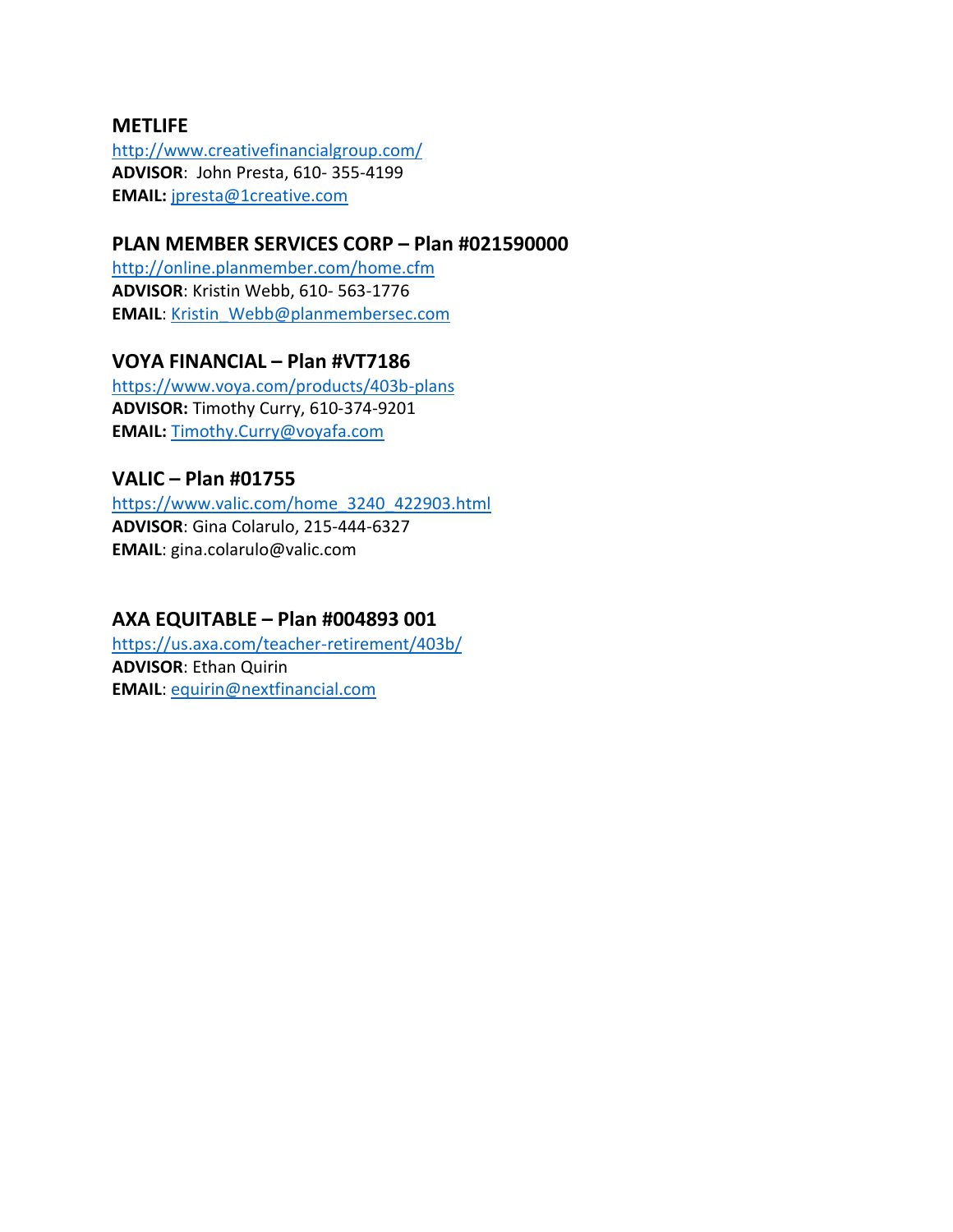### METLIFE

http://www.creativefinancialgroup.com/
**ADVISOR**:  John Presta, 610- 355-4199
**EMAIL:** jpresta@1creative.com

### PLAN MEMBER SERVICES CORP – Plan #021590000

http://online.planmember.com/home.cfm
**ADVISOR**: Kristin Webb, 610- 563-1776
**EMAIL**: Kristin_Webb@planmembersec.com

### VOYA FINANCIAL – Plan #VT7186

https://www.voya.com/products/403b-plans
**ADVISOR:** Timothy Curry, 610-374-9201
**EMAIL:** Timothy.Curry@voyafa.com

### VALIC – Plan #01755

https://www.valic.com/home_3240_422903.html
**ADVISOR**: Gina Colarulo, 215-444-6327
**EMAIL**: gina.colarulo@valic.com

### AXA EQUITABLE – Plan #004893 001

https://us.axa.com/teacher-retirement/403b/
**ADVISOR**: Ethan Quirin
**EMAIL**: equirin@nextfinancial.com